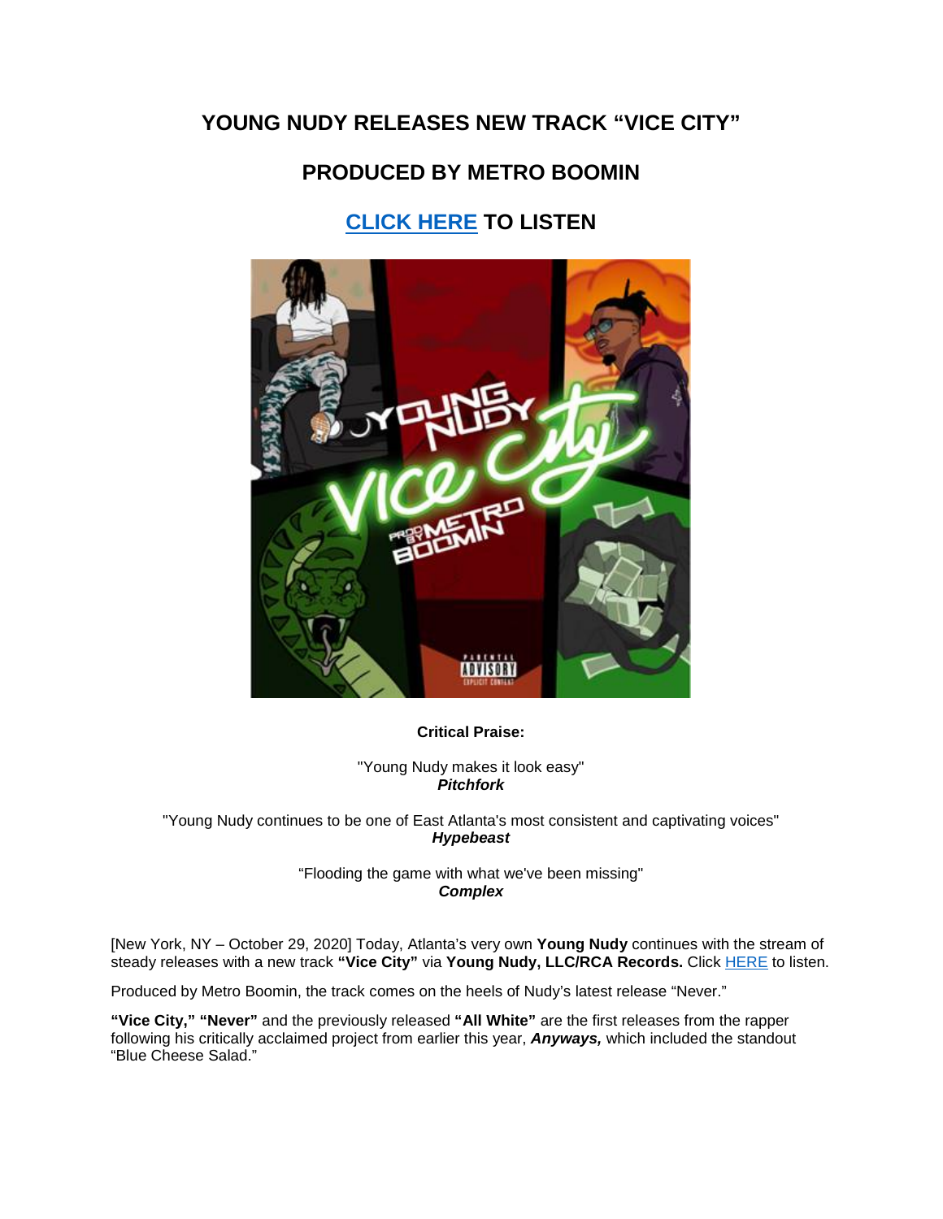# YOUNG NUDY RELEASES NEW TRACK "VICE CITY"

## PRODUCED BY METRO BOOMIN

## CLICK HERE TO LISTEN

**Critical Praise:**

"Young Nudy makes it look easy"
***Pitchfork***

"Young Nudy continues to be one of East Atlanta's most consistent and captivating voices"
***Hypebeast***

"Flooding the game with what we've been missing"
***Complex***

[New York, NY – October 29, 2020] Today, Atlanta's very own **Young Nudy** continues with the stream of steady releases with a new track **"Vice City"** via **Young Nudy, LLC/RCA Records.** Click HERE to listen.

Produced by Metro Boomin, the track comes on the heels of Nudy's latest release "Never."

**"Vice City," "Never"** and the previously released **"All White"** are the first releases from the rapper following his critically acclaimed project from earlier this year, ***Anyways,*** which included the standout "Blue Cheese Salad."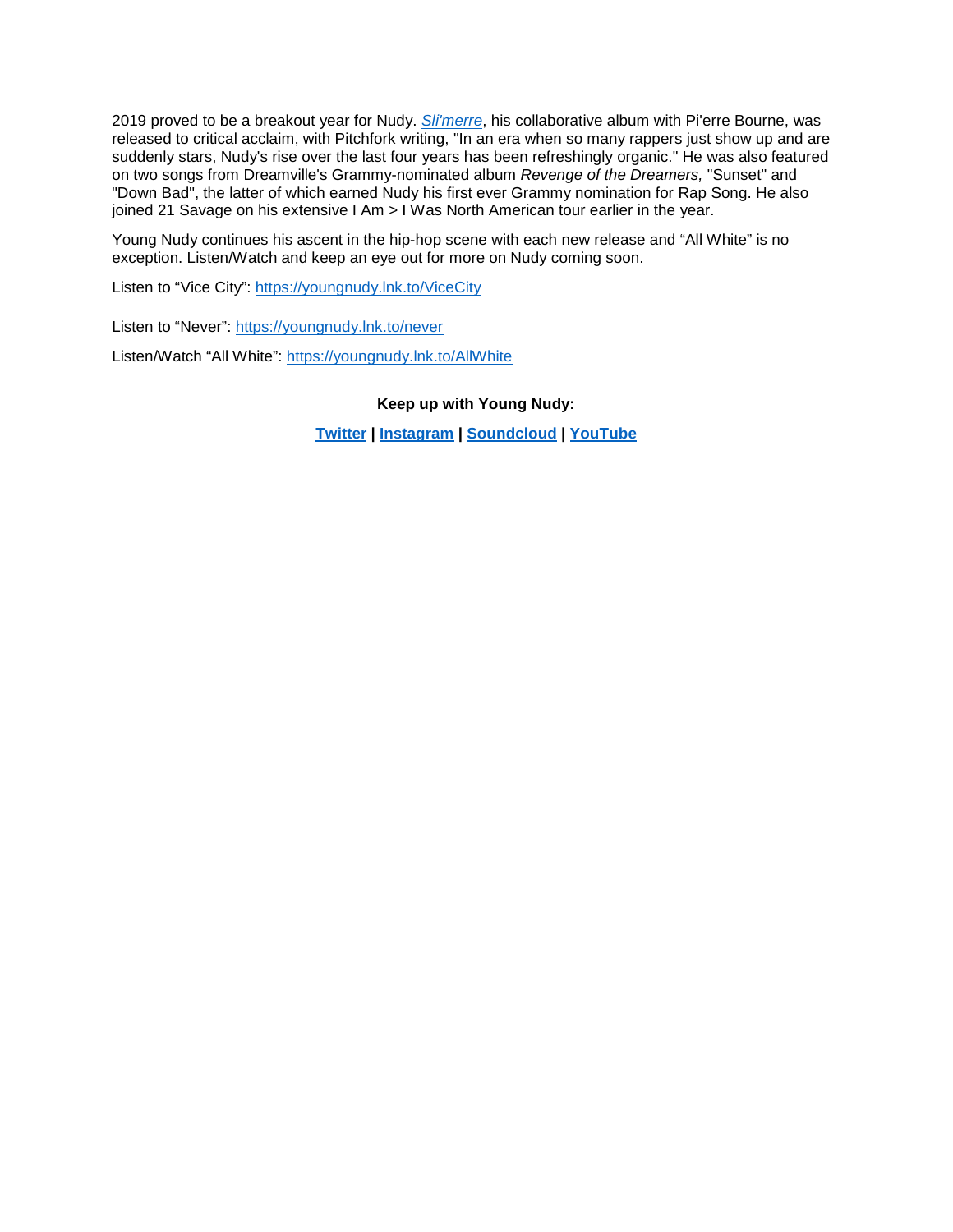2019 proved to be a breakout year for Nudy. *Sli'merre*, his collaborative album with Pi'erre Bourne, was released to critical acclaim, with Pitchfork writing, "In an era when so many rappers just show up and are suddenly stars, Nudy's rise over the last four years has been refreshingly organic." He was also featured on two songs from Dreamville's Grammy-nominated album *Revenge of the Dreamers,* "Sunset" and "Down Bad", the latter of which earned Nudy his first ever Grammy nomination for Rap Song. He also joined 21 Savage on his extensive I Am > I Was North American tour earlier in the year.

Young Nudy continues his ascent in the hip-hop scene with each new release and "All White" is no exception. Listen/Watch and keep an eye out for more on Nudy coming soon.

Listen to "Vice City": https://youngnudy.lnk.to/ViceCity

Listen to "Never": https://youngnudy.lnk.to/never

Listen/Watch "All White": https://youngnudy.lnk.to/AllWhite

**Keep up with Young Nudy:**

**Twitter | Instagram | Soundcloud | YouTube**